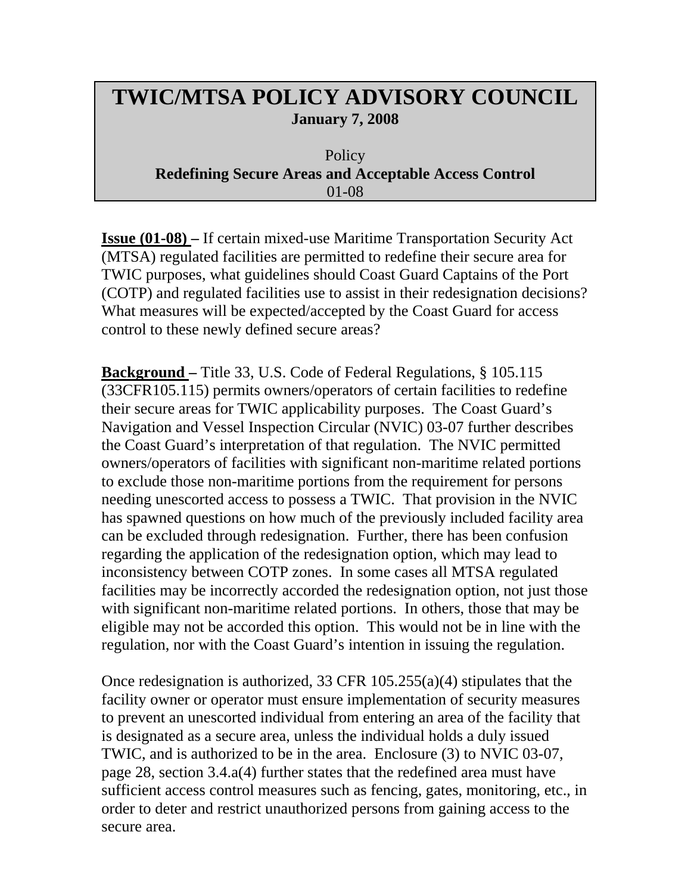# TWIC/MTSA POLICY ADVISORY COUNCIL

**January 7, 2008**

Policy

**Redefining Secure Areas and Acceptable Access Control**

01-08

**Issue (01-08) –** If certain mixed-use Maritime Transportation Security Act (MTSA) regulated facilities are permitted to redefine their secure area for TWIC purposes, what guidelines should Coast Guard Captains of the Port (COTP) and regulated facilities use to assist in their redesignation decisions? What measures will be expected/accepted by the Coast Guard for access control to these newly defined secure areas?

**Background –** Title 33, U.S. Code of Federal Regulations, § 105.115 (33CFR105.115) permits owners/operators of certain facilities to redefine their secure areas for TWIC applicability purposes. The Coast Guard's Navigation and Vessel Inspection Circular (NVIC) 03-07 further describes the Coast Guard's interpretation of that regulation. The NVIC permitted owners/operators of facilities with significant non-maritime related portions to exclude those non-maritime portions from the requirement for persons needing unescorted access to possess a TWIC. That provision in the NVIC has spawned questions on how much of the previously included facility area can be excluded through redesignation. Further, there has been confusion regarding the application of the redesignation option, which may lead to inconsistency between COTP zones. In some cases all MTSA regulated facilities may be incorrectly accorded the redesignation option, not just those with significant non-maritime related portions. In others, those that may be eligible may not be accorded this option. This would not be in line with the regulation, nor with the Coast Guard's intention in issuing the regulation.

Once redesignation is authorized, 33 CFR 105.255(a)(4) stipulates that the facility owner or operator must ensure implementation of security measures to prevent an unescorted individual from entering an area of the facility that is designated as a secure area, unless the individual holds a duly issued TWIC, and is authorized to be in the area. Enclosure (3) to NVIC 03-07, page 28, section 3.4.a(4) further states that the redefined area must have sufficient access control measures such as fencing, gates, monitoring, etc., in order to deter and restrict unauthorized persons from gaining access to the secure area.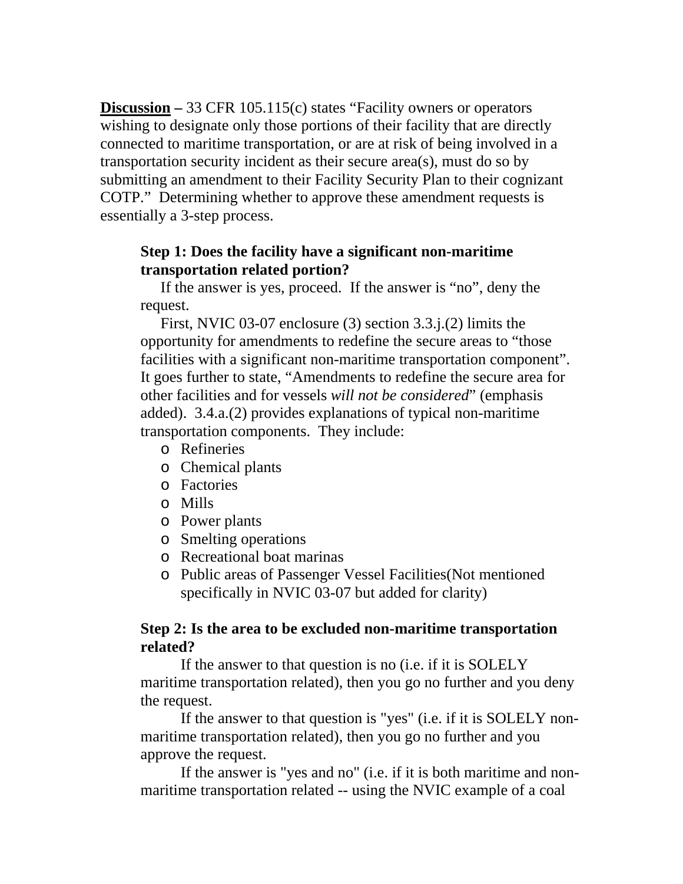**<u>Discussion</u> –** 33 CFR 105.115(c) states "Facility owners or operators wishing to designate only those portions of their facility that are directly connected to maritime transportation, or are at risk of being involved in a transportation security incident as their secure area(s), must do so by submitting an amendment to their Facility Security Plan to their cognizant COTP." Determining whether to approve these amendment requests is essentially a 3-step process.

**Step 1: Does the facility have a significant non-maritime transportation related portion?**

If the answer is yes, proceed. If the answer is "no", deny the request.

First, NVIC 03-07 enclosure (3) section 3.3.j.(2) limits the opportunity for amendments to redefine the secure areas to "those facilities with a significant non-maritime transportation component". It goes further to state, "Amendments to redefine the secure area for other facilities and for vessels *will not be considered*" (emphasis added). 3.4.a.(2) provides explanations of typical non-maritime transportation components. They include:

- Refineries
- Chemical plants
- Factories
- Mills
- Power plants
- Smelting operations
- Recreational boat marinas
- Public areas of Passenger Vessel Facilities(Not mentioned specifically in NVIC 03-07 but added for clarity)

**Step 2: Is the area to be excluded non-maritime transportation related?**

If the answer to that question is no (i.e. if it is SOLELY maritime transportation related), then you go no further and you deny the request.

If the answer to that question is "yes" (i.e. if it is SOLELY non-maritime transportation related), then you go no further and you approve the request.

If the answer is "yes and no" (i.e. if it is both maritime and non-maritime transportation related -- using the NVIC example of a coal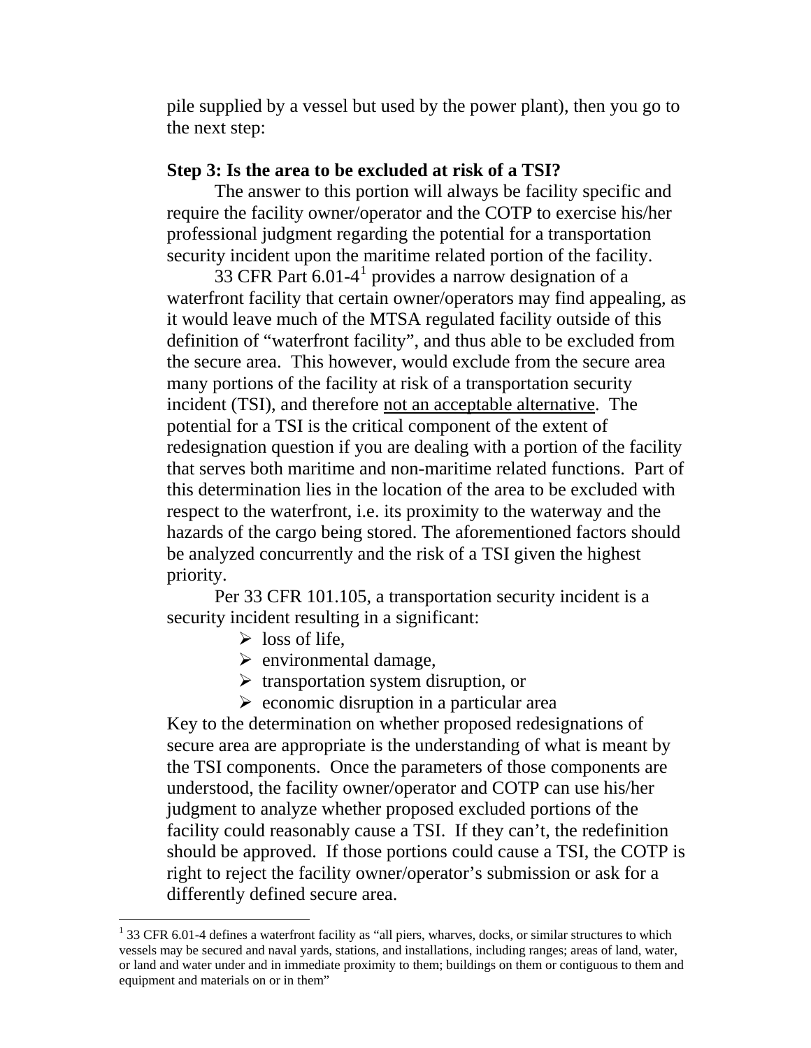pile supplied by a vessel but used by the power plant), then you go to the next step:

**Step 3: Is the area to be excluded at risk of a TSI?**

The answer to this portion will always be facility specific and require the facility owner/operator and the COTP to exercise his/her professional judgment regarding the potential for a transportation security incident upon the maritime related portion of the facility.

33 CFR Part 6.01-4[1] provides a narrow designation of a waterfront facility that certain owner/operators may find appealing, as it would leave much of the MTSA regulated facility outside of this definition of "waterfront facility", and thus able to be excluded from the secure area. This however, would exclude from the secure area many portions of the facility at risk of a transportation security incident (TSI), and therefore <u>not an acceptable alternative</u>. The potential for a TSI is the critical component of the extent of redesignation question if you are dealing with a portion of the facility that serves both maritime and non-maritime related functions. Part of this determination lies in the location of the area to be excluded with respect to the waterfront, i.e. its proximity to the waterway and the hazards of the cargo being stored. The aforementioned factors should be analyzed concurrently and the risk of a TSI given the highest priority.

Per 33 CFR 101.105, a transportation security incident is a security incident resulting in a significant:

- loss of life,
- environmental damage,
- transportation system disruption, or
- economic disruption in a particular area

Key to the determination on whether proposed redesignations of secure area are appropriate is the understanding of what is meant by the TSI components. Once the parameters of those components are understood, the facility owner/operator and COTP can use his/her judgment to analyze whether proposed excluded portions of the facility could reasonably cause a TSI. If they can't, the redefinition should be approved. If those portions could cause a TSI, the COTP is right to reject the facility owner/operator's submission or ask for a differently defined secure area.

---

[1] 33 CFR 6.01-4 defines a waterfront facility as "all piers, wharves, docks, or similar structures to which vessels may be secured and naval yards, stations, and installations, including ranges; areas of land, water, or land and water under and in immediate proximity to them; buildings on them or contiguous to them and equipment and materials on or in them"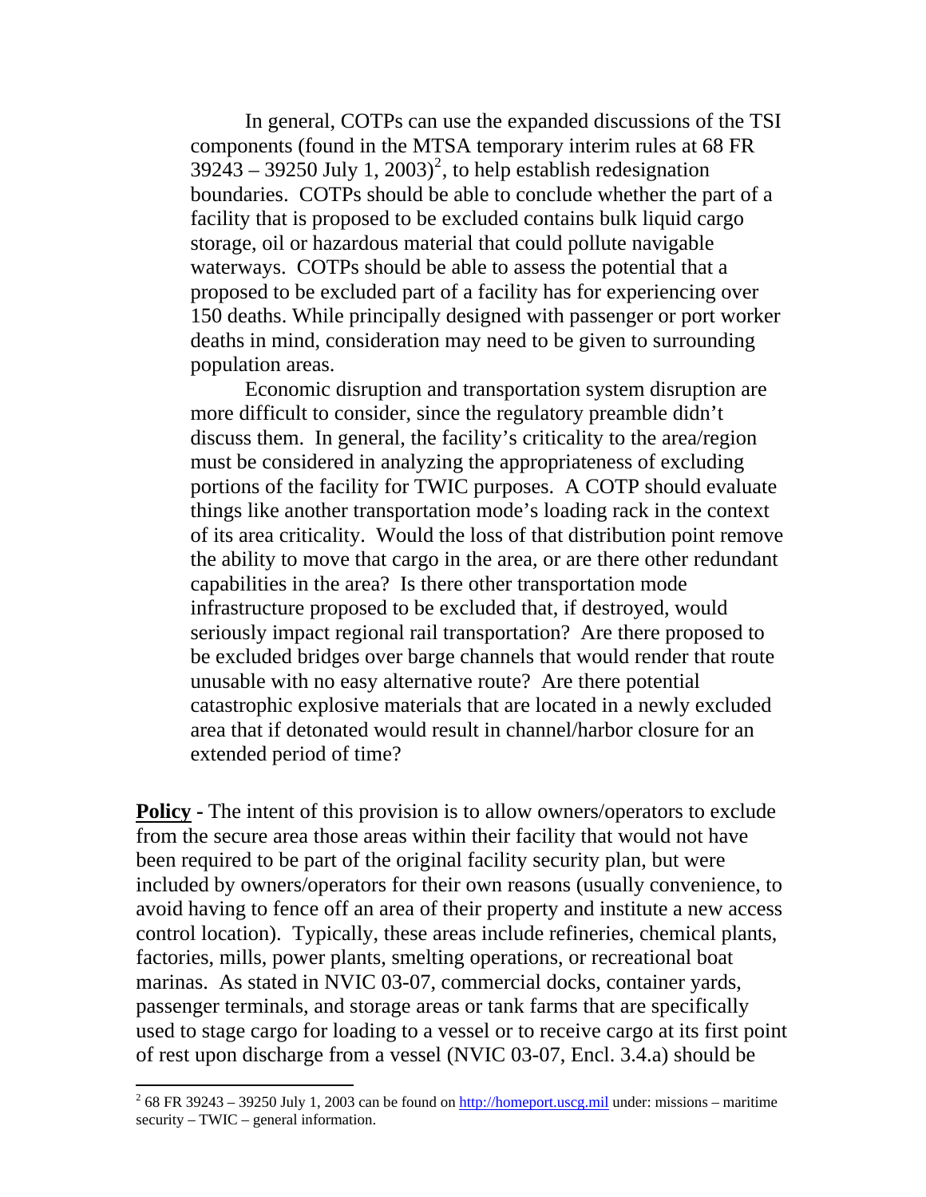In general, COTPs can use the expanded discussions of the TSI components (found in the MTSA temporary interim rules at 68 FR 39243 – 39250 July 1, 2003)[2], to help establish redesignation boundaries. COTPs should be able to conclude whether the part of a facility that is proposed to be excluded contains bulk liquid cargo storage, oil or hazardous material that could pollute navigable waterways. COTPs should be able to assess the potential that a proposed to be excluded part of a facility has for experiencing over 150 deaths. While principally designed with passenger or port worker deaths in mind, consideration may need to be given to surrounding population areas.

Economic disruption and transportation system disruption are more difficult to consider, since the regulatory preamble didn't discuss them. In general, the facility's criticality to the area/region must be considered in analyzing the appropriateness of excluding portions of the facility for TWIC purposes. A COTP should evaluate things like another transportation mode's loading rack in the context of its area criticality. Would the loss of that distribution point remove the ability to move that cargo in the area, or are there other redundant capabilities in the area? Is there other transportation mode infrastructure proposed to be excluded that, if destroyed, would seriously impact regional rail transportation? Are there proposed to be excluded bridges over barge channels that would render that route unusable with no easy alternative route? Are there potential catastrophic explosive materials that are located in a newly excluded area that if detonated would result in channel/harbor closure for an extended period of time?

**Policy** - The intent of this provision is to allow owners/operators to exclude from the secure area those areas within their facility that would not have been required to be part of the original facility security plan, but were included by owners/operators for their own reasons (usually convenience, to avoid having to fence off an area of their property and institute a new access control location). Typically, these areas include refineries, chemical plants, factories, mills, power plants, smelting operations, or recreational boat marinas. As stated in NVIC 03-07, commercial docks, container yards, passenger terminals, and storage areas or tank farms that are specifically used to stage cargo for loading to a vessel or to receive cargo at its first point of rest upon discharge from a vessel (NVIC 03-07, Encl. 3.4.a) should be

---

[2] 68 FR 39243 – 39250 July 1, 2003 can be found on http://homeport.uscg.mil under: missions – maritime security – TWIC – general information.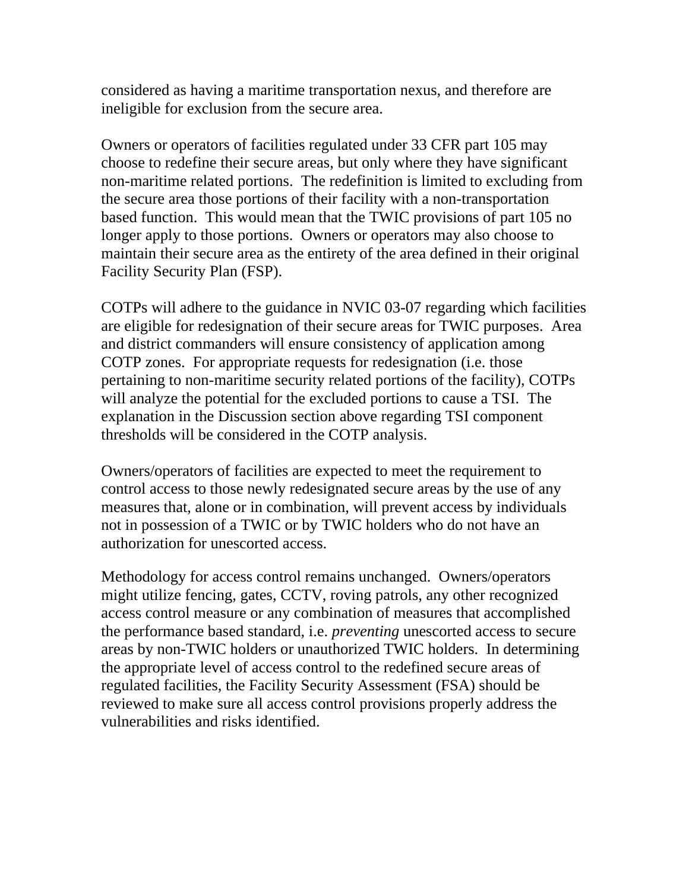considered as having a maritime transportation nexus, and therefore are ineligible for exclusion from the secure area.

Owners or operators of facilities regulated under 33 CFR part 105 may choose to redefine their secure areas, but only where they have significant non-maritime related portions. The redefinition is limited to excluding from the secure area those portions of their facility with a non-transportation based function. This would mean that the TWIC provisions of part 105 no longer apply to those portions. Owners or operators may also choose to maintain their secure area as the entirety of the area defined in their original Facility Security Plan (FSP).

COTPs will adhere to the guidance in NVIC 03-07 regarding which facilities are eligible for redesignation of their secure areas for TWIC purposes. Area and district commanders will ensure consistency of application among COTP zones. For appropriate requests for redesignation (i.e. those pertaining to non-maritime security related portions of the facility), COTPs will analyze the potential for the excluded portions to cause a TSI. The explanation in the Discussion section above regarding TSI component thresholds will be considered in the COTP analysis.

Owners/operators of facilities are expected to meet the requirement to control access to those newly redesignated secure areas by the use of any measures that, alone or in combination, will prevent access by individuals not in possession of a TWIC or by TWIC holders who do not have an authorization for unescorted access.

Methodology for access control remains unchanged. Owners/operators might utilize fencing, gates, CCTV, roving patrols, any other recognized access control measure or any combination of measures that accomplished the performance based standard, i.e. *preventing* unescorted access to secure areas by non-TWIC holders or unauthorized TWIC holders. In determining the appropriate level of access control to the redefined secure areas of regulated facilities, the Facility Security Assessment (FSA) should be reviewed to make sure all access control provisions properly address the vulnerabilities and risks identified.